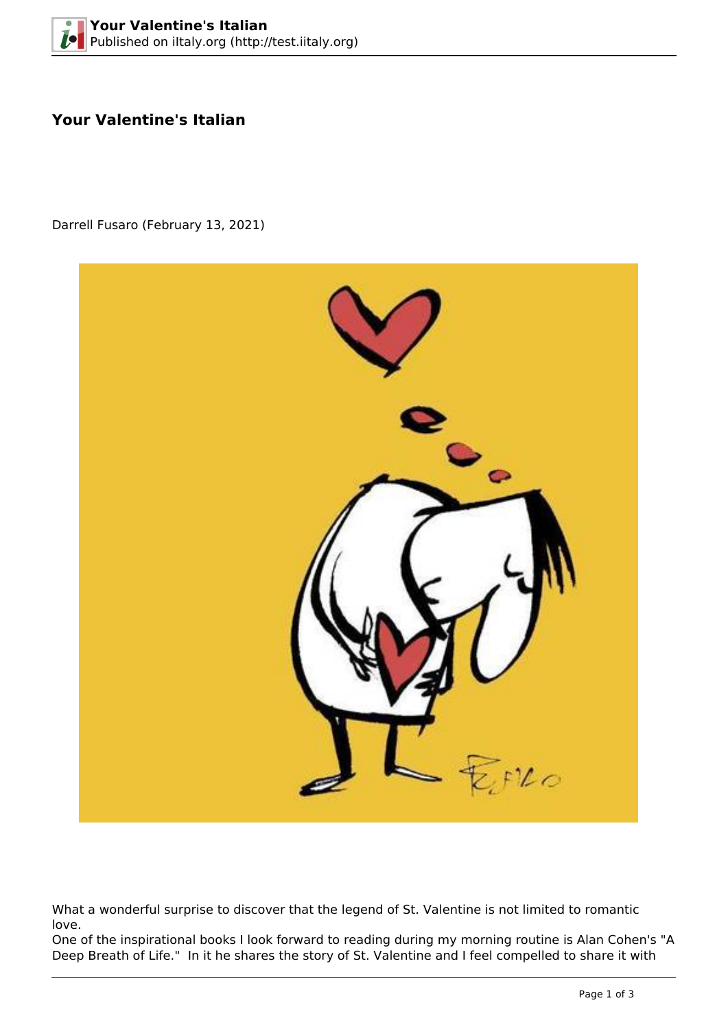# Your Valentine's Italian

Darrell Fusaro (February 13, 2021)

What a wonderful surprise to discover that the legend of St. Valentine is not limited to romantic love.

One of the inspirational books I look forward to reading during my morning routine is Alan Cohen's "A Deep Breath of Life." In it he shares the story of St. Valentine and I feel compelled to share it with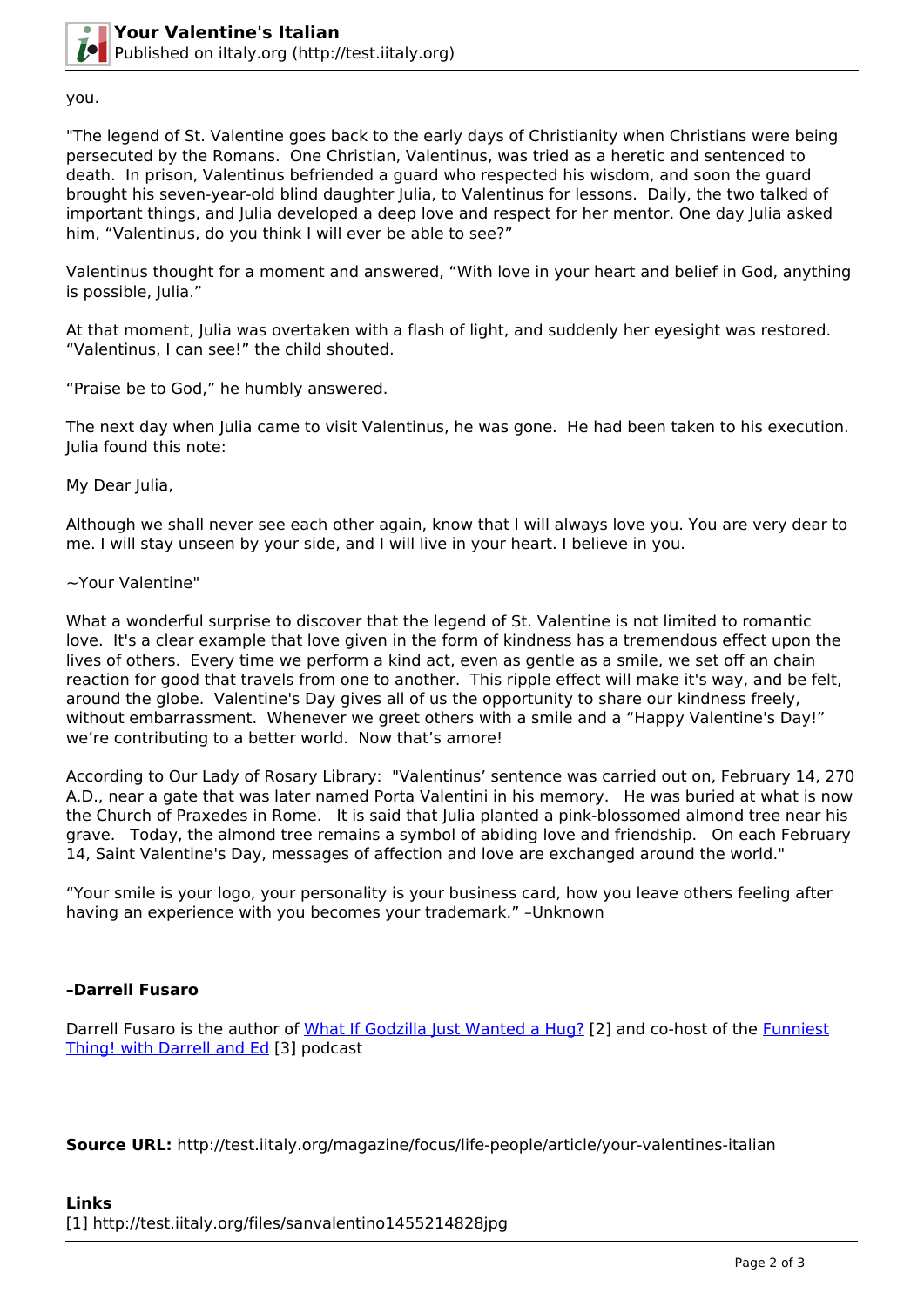you.

"The legend of St. Valentine goes back to the early days of Christianity when Christians were being persecuted by the Romans.  One Christian, Valentinus, was tried as a heretic and sentenced to death.  In prison, Valentinus befriended a guard who respected his wisdom, and soon the guard brought his seven-year-old blind daughter Julia, to Valentinus for lessons.  Daily, the two talked of important things, and Julia developed a deep love and respect for her mentor. One day Julia asked him, “Valentinus, do you think I will ever be able to see?”

Valentinus thought for a moment and answered, “With love in your heart and belief in God, anything is possible, Julia.”

At that moment, Julia was overtaken with a flash of light, and suddenly her eyesight was restored. “Valentinus, I can see!” the child shouted.

“Praise be to God,” he humbly answered.

The next day when Julia came to visit Valentinus, he was gone.  He had been taken to his execution. Julia found this note:

My Dear Julia,

Although we shall never see each other again, know that I will always love you. You are very dear to me. I will stay unseen by your side, and I will live in your heart. I believe in you.

~Your Valentine"

What a wonderful surprise to discover that the legend of St. Valentine is not limited to romantic love.  It's a clear example that love given in the form of kindness has a tremendous effect upon the lives of others.  Every time we perform a kind act, even as gentle as a smile, we set off an chain reaction for good that travels from one to another.  This ripple effect will make it's way, and be felt, around the globe.  Valentine's Day gives all of us the opportunity to share our kindness freely, without embarrassment.  Whenever we greet others with a smile and a “Happy Valentine's Day!” we’re contributing to a better world.  Now that’s amore!

According to Our Lady of Rosary Library:  "Valentinus’ sentence was carried out on, February 14, 270 A.D., near a gate that was later named Porta Valentini in his memory.   He was buried at what is now the Church of Praxedes in Rome.   It is said that Julia planted a pink-blossomed almond tree near his grave.   Today, the almond tree remains a symbol of abiding love and friendship.   On each February 14, Saint Valentine's Day, messages of affection and love are exchanged around the world."

“Your smile is your logo, your personality is your business card, how you leave others feeling after having an experience with you becomes your trademark.” –Unknown

**–Darrell Fusaro**

Darrell Fusaro is the author of [What If Godzilla Just Wanted a Hug?](#) [2] and co-host of the [Funniest Thing! with Darrell and Ed](#) [3] podcast

**Source URL:** http://test.iitaly.org/magazine/focus/life-people/article/your-valentines-italian

**Links**
[1] http://test.iitaly.org/files/sanvalentino1455214828jpg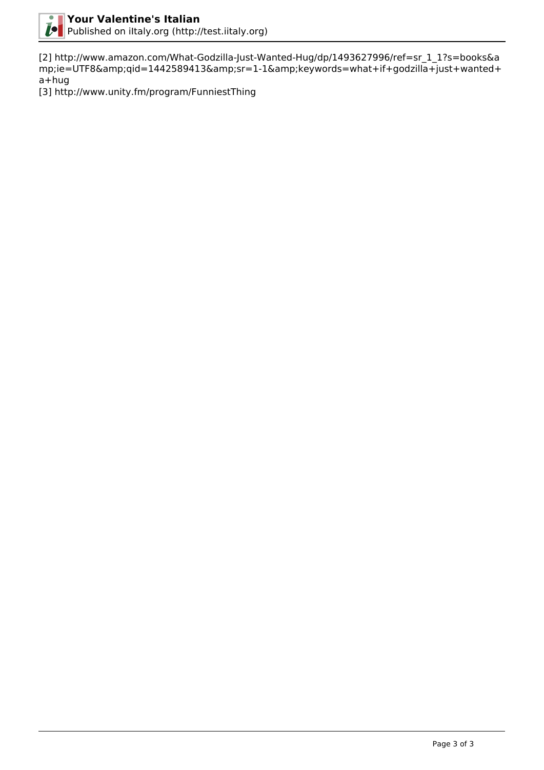[2] http://www.amazon.com/What-Godzilla-Just-Wanted-Hug/dp/1493627996/ref=sr_1_1?s=books&amp;ie=UTF8&amp;qid=1442589413&amp;sr=1-1&amp;keywords=what+if+godzilla+just+wanted+a+hug
[3] http://www.unity.fm/program/FunniestThing